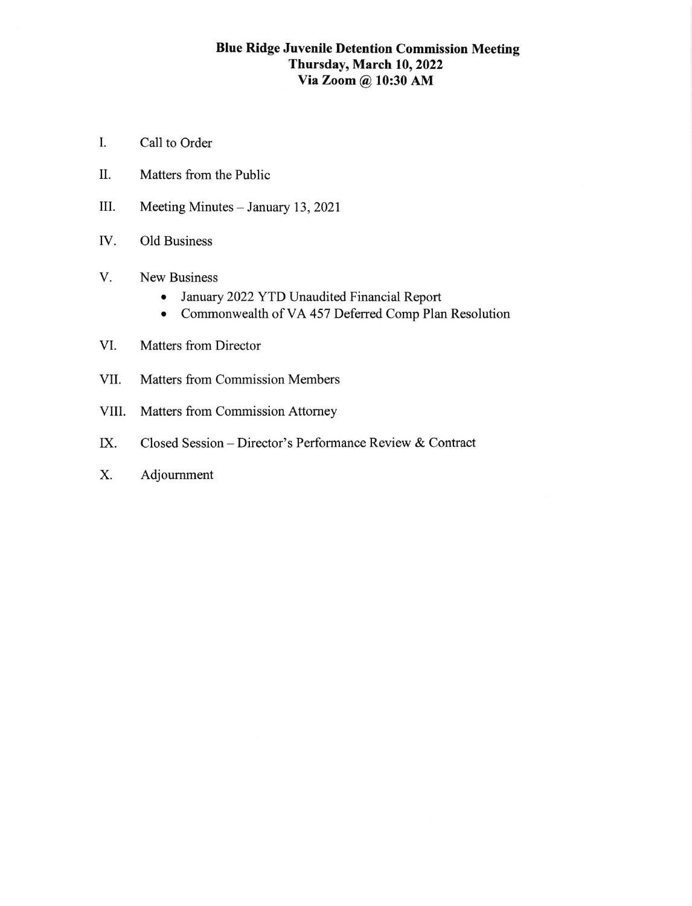# Blue Ridge Juvenile Detention Commission Meeting
## Thursday, March 10, 2022
## Via Zoom @ 10:30 AM

I. Call to Order

II. Matters from the Public

III. Meeting Minutes – January 13, 2021

IV. Old Business

V. New Business
- January 2022 YTD Unaudited Financial Report
- Commonwealth of VA 457 Deferred Comp Plan Resolution

VI. Matters from Director

VII. Matters from Commission Members

VIII. Matters from Commission Attorney

IX. Closed Session – Director's Performance Review & Contract

X. Adjournment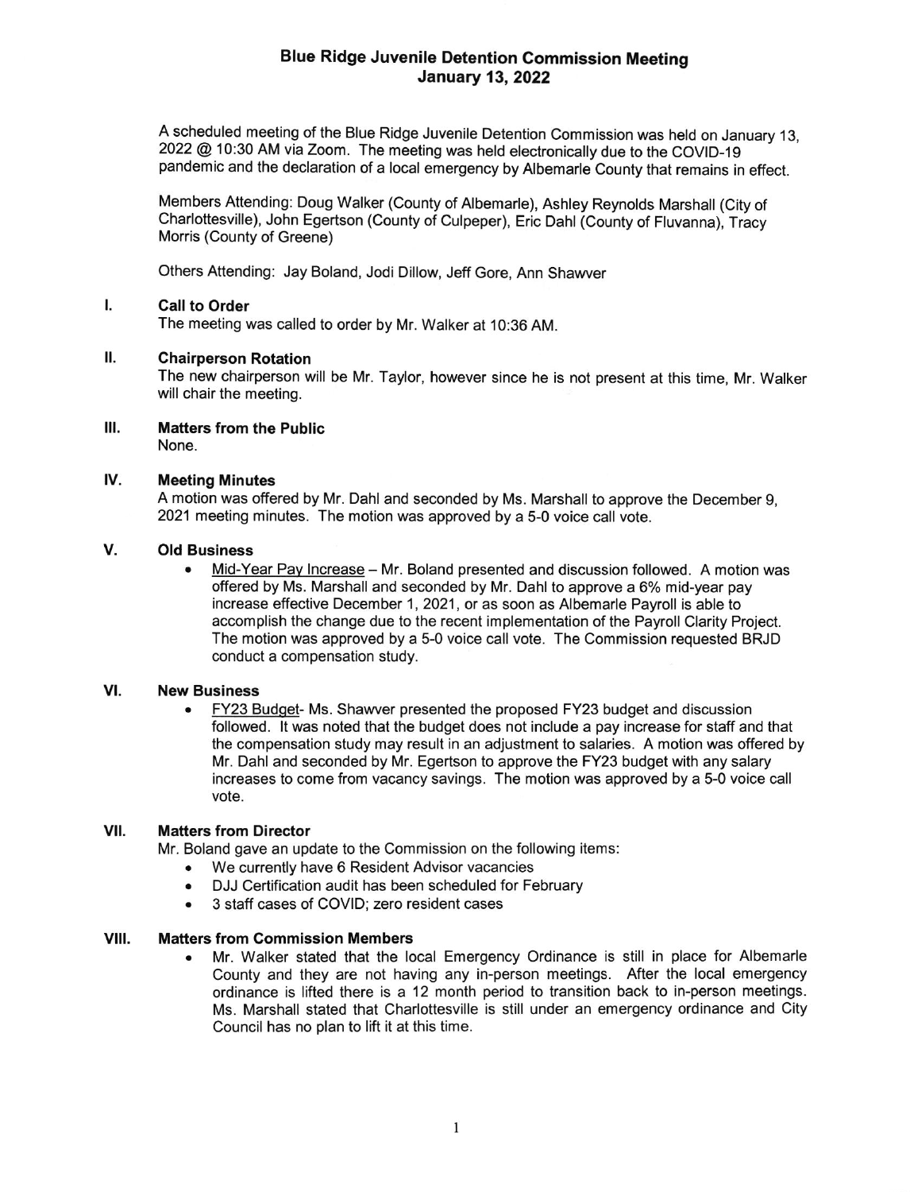# Blue Ridge Juvenile Detention Commission Meeting
## January 13, 2022

A scheduled meeting of the Blue Ridge Juvenile Detention Commission was held on January 13, 2022 @ 10:30 AM via Zoom. The meeting was held electronically due to the COVID-19 pandemic and the declaration of a local emergency by Albemarle County that remains in effect.

Members Attending: Doug Walker (County of Albemarle), Ashley Reynolds Marshall (City of Charlottesville), John Egertson (County of Culpeper), Eric Dahl (County of Fluvanna), Tracy Morris (County of Greene)

Others Attending: Jay Boland, Jodi Dillow, Jeff Gore, Ann Shawver

### I. Call to Order

The meeting was called to order by Mr. Walker at 10:36 AM.

### II. Chairperson Rotation

The new chairperson will be Mr. Taylor, however since he is not present at this time, Mr. Walker will chair the meeting.

### III. Matters from the Public

None.

### IV. Meeting Minutes

A motion was offered by Mr. Dahl and seconded by Ms. Marshall to approve the December 9, 2021 meeting minutes. The motion was approved by a 5-0 voice call vote.

### V. Old Business

- Mid-Year Pay Increase – Mr. Boland presented and discussion followed. A motion was offered by Ms. Marshall and seconded by Mr. Dahl to approve a 6% mid-year pay increase effective December 1, 2021, or as soon as Albemarle Payroll is able to accomplish the change due to the recent implementation of the Payroll Clarity Project. The motion was approved by a 5-0 voice call vote. The Commission requested BRJD conduct a compensation study.

### VI. New Business

- FY23 Budget- Ms. Shawver presented the proposed FY23 budget and discussion followed. It was noted that the budget does not include a pay increase for staff and that the compensation study may result in an adjustment to salaries. A motion was offered by Mr. Dahl and seconded by Mr. Egertson to approve the FY23 budget with any salary increases to come from vacancy savings. The motion was approved by a 5-0 voice call vote.

### VII. Matters from Director

Mr. Boland gave an update to the Commission on the following items:

- We currently have 6 Resident Advisor vacancies
- DJJ Certification audit has been scheduled for February
- 3 staff cases of COVID; zero resident cases

### VIII. Matters from Commission Members

- Mr. Walker stated that the local Emergency Ordinance is still in place for Albemarle County and they are not having any in-person meetings. After the local emergency ordinance is lifted there is a 12 month period to transition back to in-person meetings. Ms. Marshall stated that Charlottesville is still under an emergency ordinance and City Council has no plan to lift it at this time.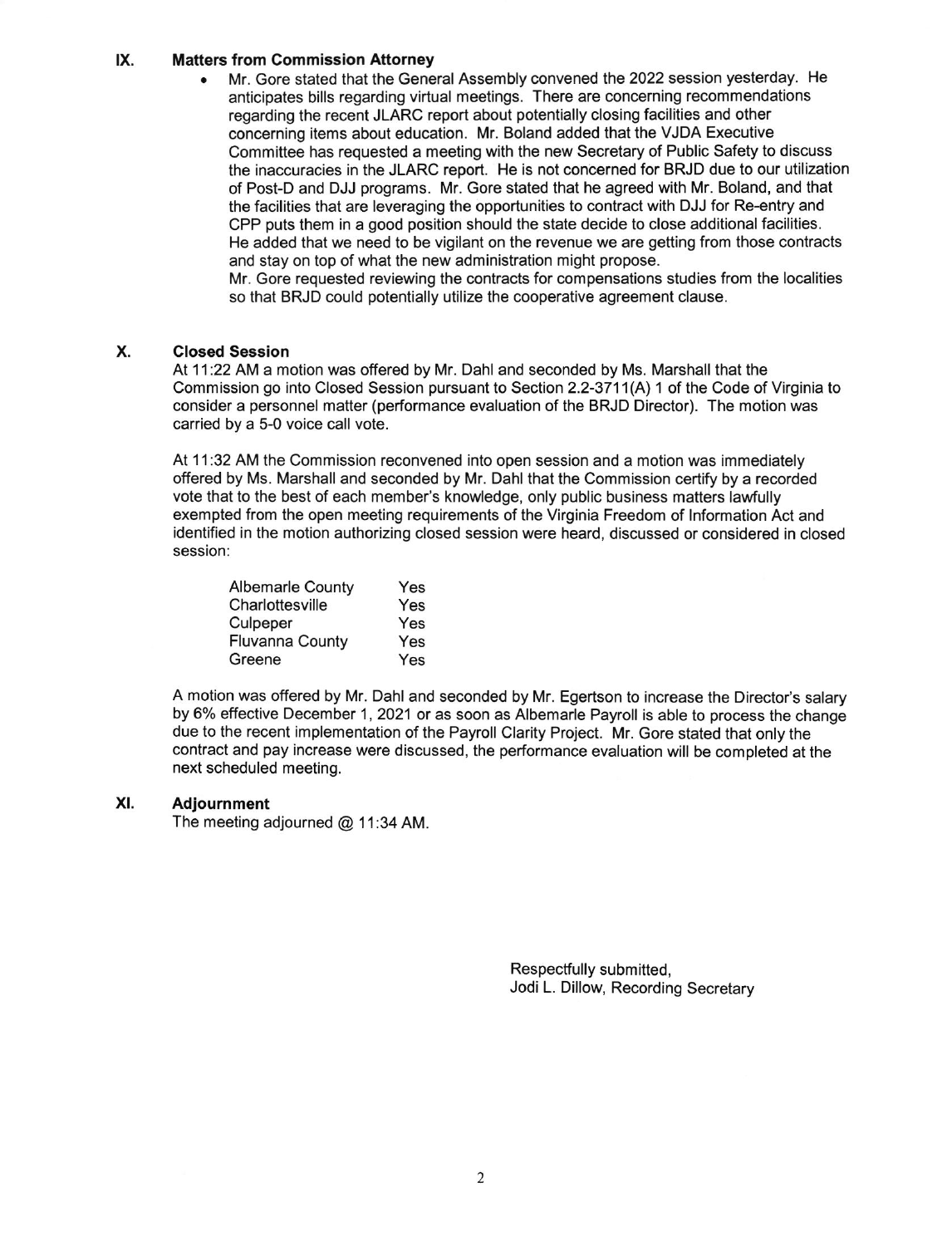## IX. Matters from Commission Attorney

- Mr. Gore stated that the General Assembly convened the 2022 session yesterday. He anticipates bills regarding virtual meetings. There are concerning recommendations regarding the recent JLARC report about potentially closing facilities and other concerning items about education. Mr. Boland added that the VJDA Executive Committee has requested a meeting with the new Secretary of Public Safety to discuss the inaccuracies in the JLARC report. He is not concerned for BRJD due to our utilization of Post-D and DJJ programs. Mr. Gore stated that he agreed with Mr. Boland, and that the facilities that are leveraging the opportunities to contract with DJJ for Re-entry and CPP puts them in a good position should the state decide to close additional facilities. He added that we need to be vigilant on the revenue we are getting from those contracts and stay on top of what the new administration might propose.

  Mr. Gore requested reviewing the contracts for compensations studies from the localities so that BRJD could potentially utilize the cooperative agreement clause.

## X. Closed Session

At 11:22 AM a motion was offered by Mr. Dahl and seconded by Ms. Marshall that the Commission go into Closed Session pursuant to Section 2.2-3711(A) 1 of the Code of Virginia to consider a personnel matter (performance evaluation of the BRJD Director). The motion was carried by a 5-0 voice call vote.

At 11:32 AM the Commission reconvened into open session and a motion was immediately offered by Ms. Marshall and seconded by Mr. Dahl that the Commission certify by a recorded vote that to the best of each member's knowledge, only public business matters lawfully exempted from the open meeting requirements of the Virginia Freedom of Information Act and identified in the motion authorizing closed session were heard, discussed or considered in closed session:

| | |
|---|---|
| Albemarle County | Yes |
| Charlottesville | Yes |
| Culpeper | Yes |
| Fluvanna County | Yes |
| Greene | Yes |

A motion was offered by Mr. Dahl and seconded by Mr. Egertson to increase the Director's salary by 6% effective December 1, 2021 or as soon as Albemarle Payroll is able to process the change due to the recent implementation of the Payroll Clarity Project. Mr. Gore stated that only the contract and pay increase were discussed, the performance evaluation will be completed at the next scheduled meeting.

## XI. Adjournment

The meeting adjourned @ 11:34 AM.

Respectfully submitted,
Jodi L. Dillow, Recording Secretary